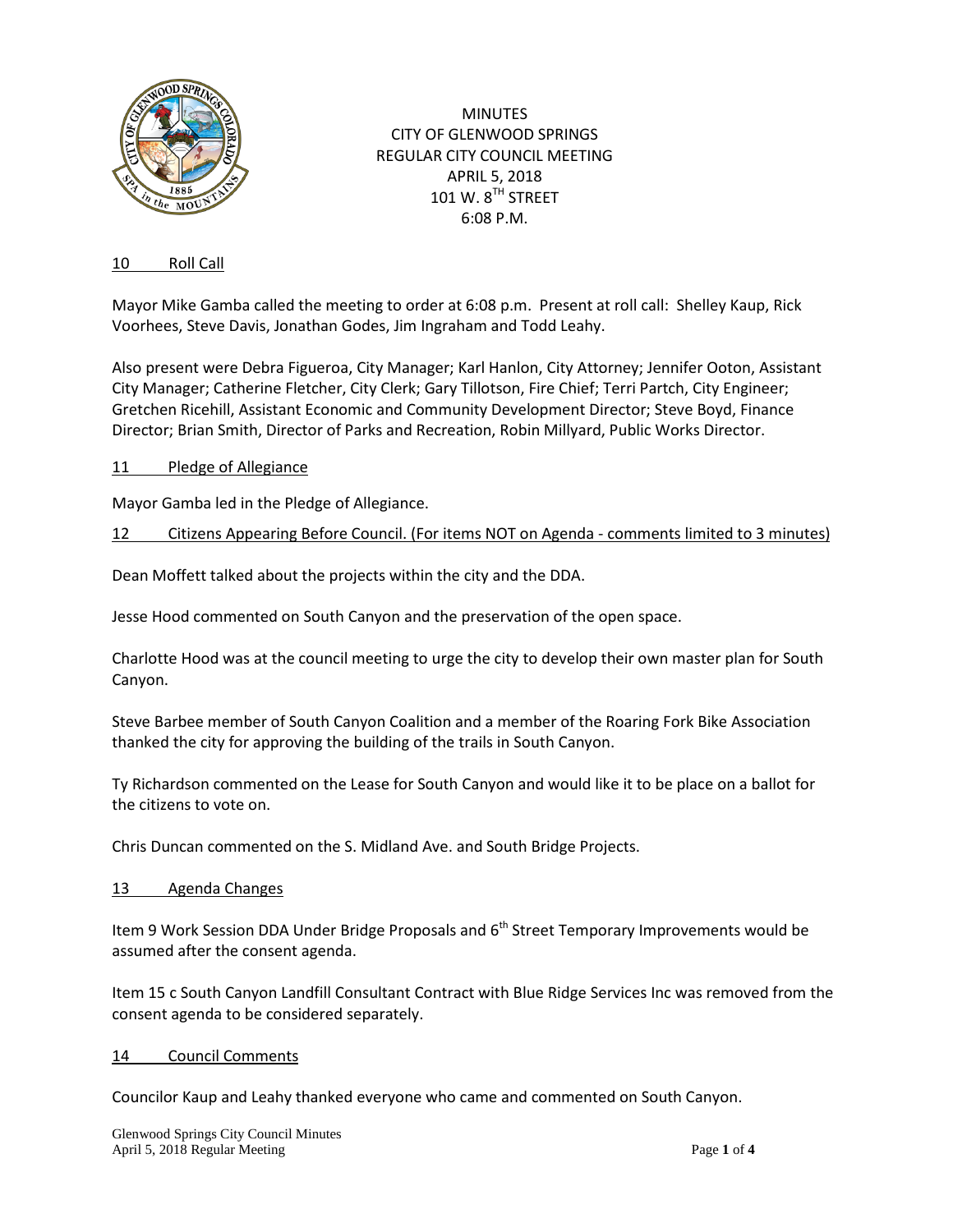MINUTES
CITY OF GLENWOOD SPRINGS
REGULAR CITY COUNCIL MEETING
APRIL 5, 2018
101 W. 8TH STREET
6:08 P.M.

## 10 Roll Call

Mayor Mike Gamba called the meeting to order at 6:08 p.m. Present at roll call: Shelley Kaup, Rick Voorhees, Steve Davis, Jonathan Godes, Jim Ingraham and Todd Leahy.

Also present were Debra Figueroa, City Manager; Karl Hanlon, City Attorney; Jennifer Ooton, Assistant City Manager; Catherine Fletcher, City Clerk; Gary Tillotson, Fire Chief; Terri Partch, City Engineer; Gretchen Ricehill, Assistant Economic and Community Development Director; Steve Boyd, Finance Director; Brian Smith, Director of Parks and Recreation, Robin Millyard, Public Works Director.

## 11 Pledge of Allegiance

Mayor Gamba led in the Pledge of Allegiance.

## 12 Citizens Appearing Before Council. (For items NOT on Agenda - comments limited to 3 minutes)

Dean Moffett talked about the projects within the city and the DDA.

Jesse Hood commented on South Canyon and the preservation of the open space.

Charlotte Hood was at the council meeting to urge the city to develop their own master plan for South Canyon.

Steve Barbee member of South Canyon Coalition and a member of the Roaring Fork Bike Association thanked the city for approving the building of the trails in South Canyon.

Ty Richardson commented on the Lease for South Canyon and would like it to be place on a ballot for the citizens to vote on.

Chris Duncan commented on the S. Midland Ave. and South Bridge Projects.

## 13 Agenda Changes

Item 9 Work Session DDA Under Bridge Proposals and 6th Street Temporary Improvements would be assumed after the consent agenda.

Item 15 c South Canyon Landfill Consultant Contract with Blue Ridge Services Inc was removed from the consent agenda to be considered separately.

## 14 Council Comments

Councilor Kaup and Leahy thanked everyone who came and commented on South Canyon.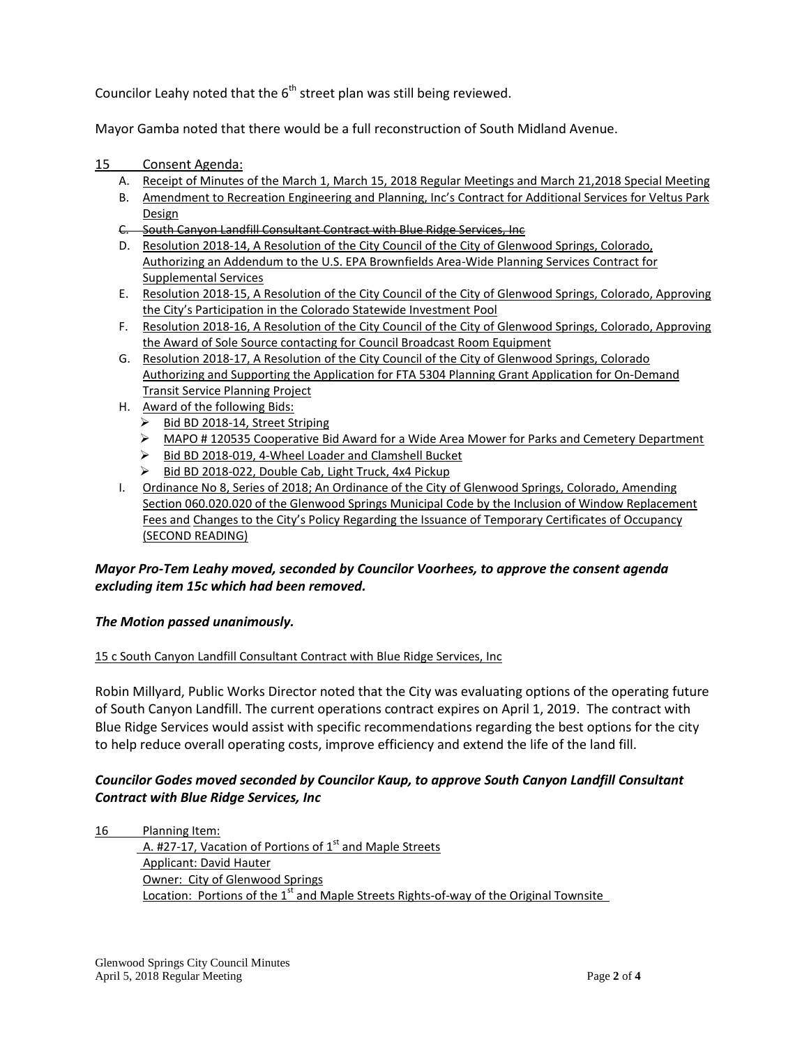Councilor Leahy noted that the 6th street plan was still being reviewed.

Mayor Gamba noted that there would be a full reconstruction of South Midland Avenue.

15 Consent Agenda:

A. Receipt of Minutes of the March 1, March 15, 2018 Regular Meetings and March 21,2018 Special Meeting
B. Amendment to Recreation Engineering and Planning, Inc's Contract for Additional Services for Veltus Park Design
C. ~~South Canyon Landfill Consultant Contract with Blue Ridge Services, Inc~~
D. Resolution 2018-14, A Resolution of the City Council of the City of Glenwood Springs, Colorado, Authorizing an Addendum to the U.S. EPA Brownfields Area-Wide Planning Services Contract for Supplemental Services
E. Resolution 2018-15, A Resolution of the City Council of the City of Glenwood Springs, Colorado, Approving the City's Participation in the Colorado Statewide Investment Pool
F. Resolution 2018-16, A Resolution of the City Council of the City of Glenwood Springs, Colorado, Approving the Award of Sole Source contacting for Council Broadcast Room Equipment
G. Resolution 2018-17, A Resolution of the City Council of the City of Glenwood Springs, Colorado Authorizing and Supporting the Application for FTA 5304 Planning Grant Application for On-Demand Transit Service Planning Project
H. Award of the following Bids:
   - Bid BD 2018-14, Street Striping
   - MAPO # 120535 Cooperative Bid Award for a Wide Area Mower for Parks and Cemetery Department
   - Bid BD 2018-019, 4-Wheel Loader and Clamshell Bucket
   - Bid BD 2018-022, Double Cab, Light Truck, 4x4 Pickup
I. Ordinance No 8, Series of 2018; An Ordinance of the City of Glenwood Springs, Colorado, Amending Section 060.020.020 of the Glenwood Springs Municipal Code by the Inclusion of Window Replacement Fees and Changes to the City's Policy Regarding the Issuance of Temporary Certificates of Occupancy (SECOND READING)

***Mayor Pro-Tem Leahy moved, seconded by Councilor Voorhees, to approve the consent agenda excluding item 15c which had been removed.***

***The Motion passed unanimously.***

15 c South Canyon Landfill Consultant Contract with Blue Ridge Services, Inc

Robin Millyard, Public Works Director noted that the City was evaluating options of the operating future of South Canyon Landfill. The current operations contract expires on April 1, 2019. The contract with Blue Ridge Services would assist with specific recommendations regarding the best options for the city to help reduce overall operating costs, improve efficiency and extend the life of the land fill.

***Councilor Godes moved seconded by Councilor Kaup, to approve South Canyon Landfill Consultant Contract with Blue Ridge Services, Inc***

16 Planning Item:

A. #27-17, Vacation of Portions of 1st and Maple Streets
Applicant: David Hauter
Owner: City of Glenwood Springs
Location: Portions of the 1st and Maple Streets Rights-of-way of the Original Townsite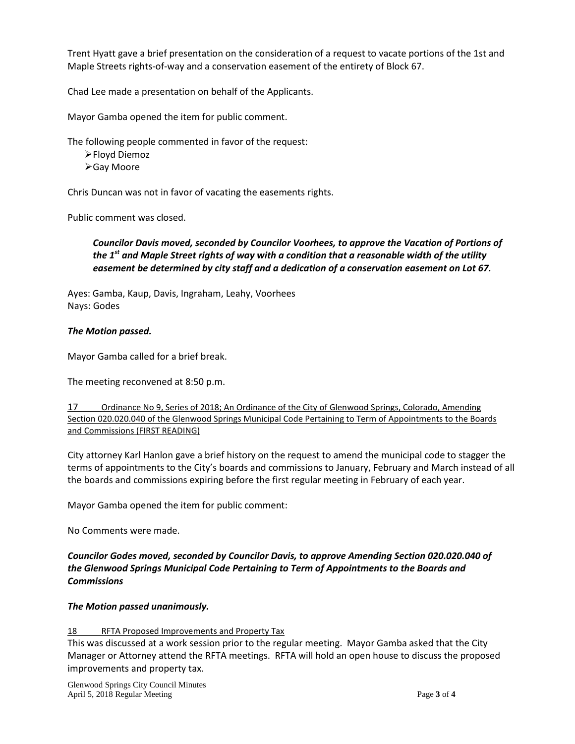Trent Hyatt gave a brief presentation on the consideration of a request to vacate portions of the 1st and Maple Streets rights-of-way and a conservation easement of the entirety of Block 67.

Chad Lee made a presentation on behalf of the Applicants.

Mayor Gamba opened the item for public comment.

The following people commented in favor of the request:

- Floyd Diemoz
- Gay Moore

Chris Duncan was not in favor of vacating the easements rights.

Public comment was closed.

> ***Councilor Davis moved, seconded by Councilor Voorhees, to approve the Vacation of Portions of the 1st and Maple Street rights of way with a condition that a reasonable width of the utility easement be determined by city staff and a dedication of a conservation easement on Lot 67.***

Ayes: Gamba, Kaup, Davis, Ingraham, Leahy, Voorhees
Nays: Godes

***The Motion passed.***

Mayor Gamba called for a brief break.

The meeting reconvened at 8:50 p.m.

17 Ordinance No 9, Series of 2018; An Ordinance of the City of Glenwood Springs, Colorado, Amending Section 020.020.040 of the Glenwood Springs Municipal Code Pertaining to Term of Appointments to the Boards and Commissions (FIRST READING)

City attorney Karl Hanlon gave a brief history on the request to amend the municipal code to stagger the terms of appointments to the City's boards and commissions to January, February and March instead of all the boards and commissions expiring before the first regular meeting in February of each year.

Mayor Gamba opened the item for public comment:

No Comments were made.

***Councilor Godes moved, seconded by Councilor Davis, to approve Amending Section 020.020.040 of the Glenwood Springs Municipal Code Pertaining to Term of Appointments to the Boards and Commissions***

***The Motion passed unanimously.***

18 RFTA Proposed Improvements and Property Tax

This was discussed at a work session prior to the regular meeting. Mayor Gamba asked that the City Manager or Attorney attend the RFTA meetings. RFTA will hold an open house to discuss the proposed improvements and property tax.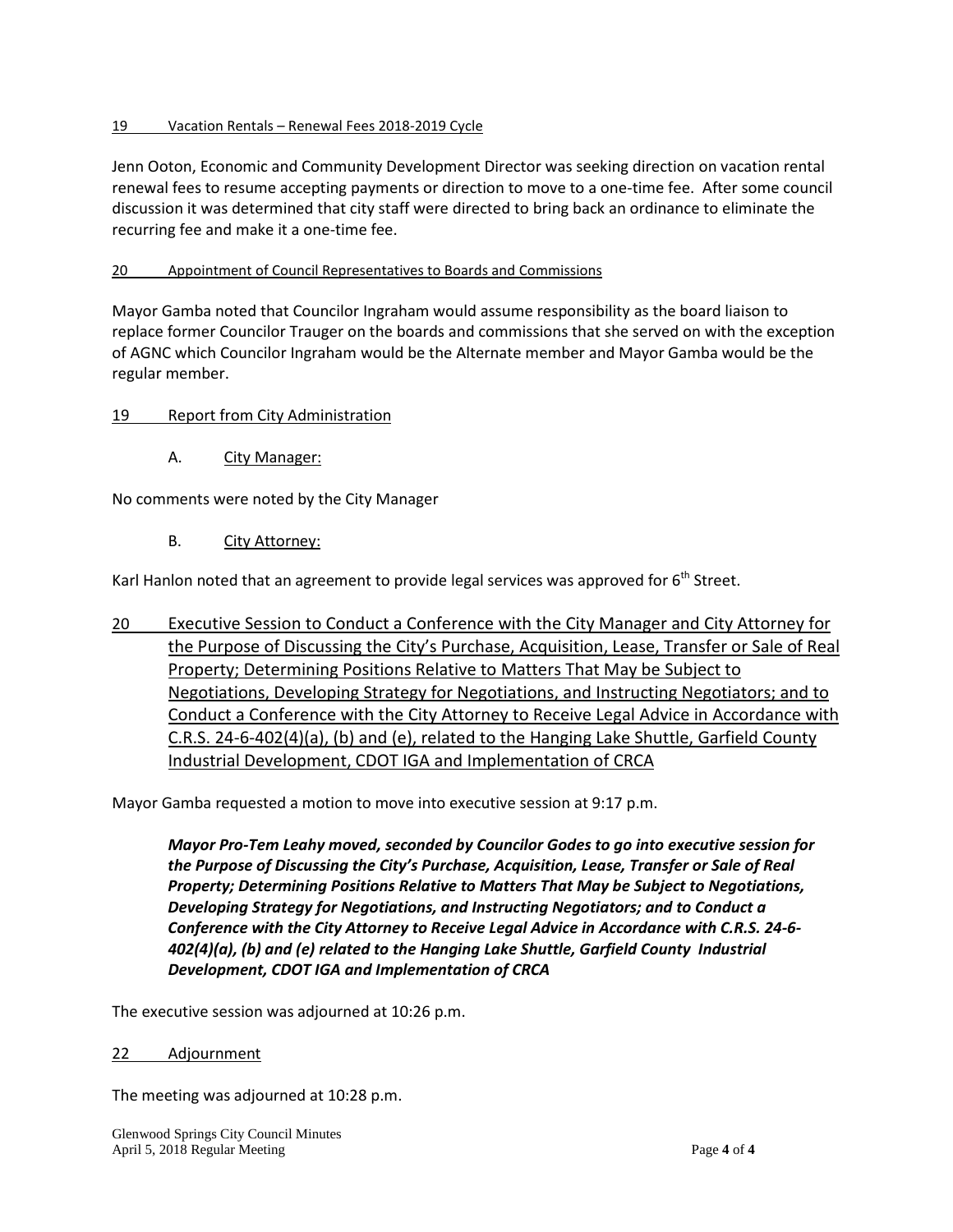### 19 Vacation Rentals – Renewal Fees 2018-2019 Cycle

Jenn Ooton, Economic and Community Development Director was seeking direction on vacation rental renewal fees to resume accepting payments or direction to move to a one-time fee. After some council discussion it was determined that city staff were directed to bring back an ordinance to eliminate the recurring fee and make it a one-time fee.

### 20 Appointment of Council Representatives to Boards and Commissions

Mayor Gamba noted that Councilor Ingraham would assume responsibility as the board liaison to replace former Councilor Trauger on the boards and commissions that she served on with the exception of AGNC which Councilor Ingraham would be the Alternate member and Mayor Gamba would be the regular member.

### 19 Report from City Administration

A. City Manager:

No comments were noted by the City Manager

B. City Attorney:

Karl Hanlon noted that an agreement to provide legal services was approved for 6th Street.

### 20 Executive Session to Conduct a Conference with the City Manager and City Attorney for the Purpose of Discussing the City's Purchase, Acquisition, Lease, Transfer or Sale of Real Property; Determining Positions Relative to Matters That May be Subject to Negotiations, Developing Strategy for Negotiations, and Instructing Negotiators; and to Conduct a Conference with the City Attorney to Receive Legal Advice in Accordance with C.R.S. 24-6-402(4)(a), (b) and (e), related to the Hanging Lake Shuttle, Garfield County Industrial Development, CDOT IGA and Implementation of CRCA

Mayor Gamba requested a motion to move into executive session at 9:17 p.m.

> ***Mayor Pro-Tem Leahy moved, seconded by Councilor Godes to go into executive session for the Purpose of Discussing the City's Purchase, Acquisition, Lease, Transfer or Sale of Real Property; Determining Positions Relative to Matters That May be Subject to Negotiations, Developing Strategy for Negotiations, and Instructing Negotiators; and to Conduct a Conference with the City Attorney to Receive Legal Advice in Accordance with C.R.S. 24-6-402(4)(a), (b) and (e) related to the Hanging Lake Shuttle, Garfield County Industrial Development, CDOT IGA and Implementation of CRCA***

The executive session was adjourned at 10:26 p.m.

### 22 Adjournment

The meeting was adjourned at 10:28 p.m.